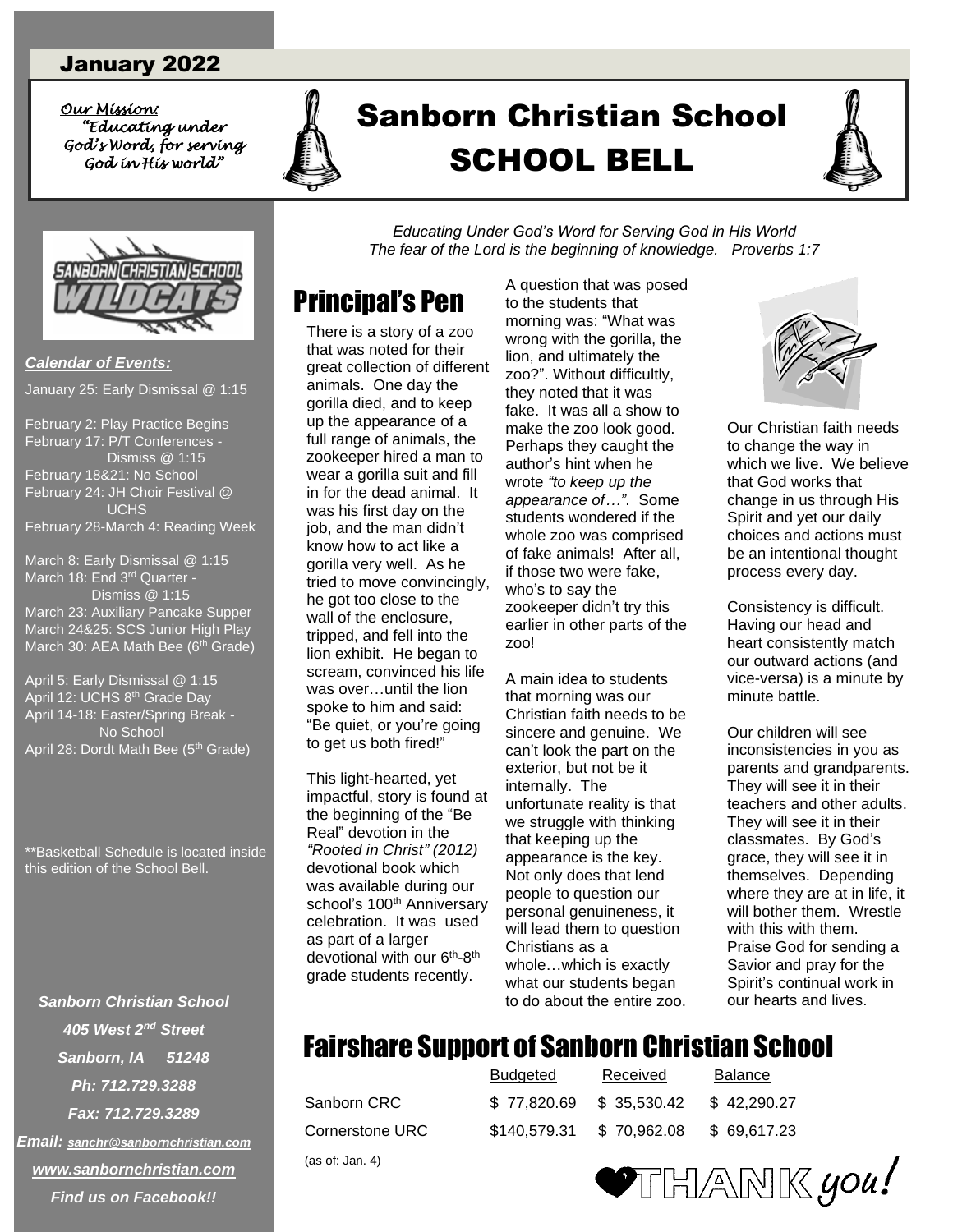January 2022

*Our Mission:*
*"Educating under God's Word, for serving God in His world"*

# Sanborn Christian School
# SCHOOL BELL

*Educating Under God's Word for Serving God in His World*
*The fear of the Lord is the beginning of knowledge. Proverbs 1:7*

***Calendar of Events:***

January 25: Early Dismissal @ 1:15

February 2: Play Practice Begins
February 17: P/T Conferences - Dismiss @ 1:15
February 18&21: No School
February 24: JH Choir Festival @ UCHS
February 28-March 4: Reading Week

March 8: Early Dismissal @ 1:15
March 18: End 3rd Quarter - Dismiss @ 1:15
March 23: Auxiliary Pancake Supper
March 24&25: SCS Junior High Play
March 30: AEA Math Bee (6th Grade)

April 5: Early Dismissal @ 1:15
April 12: UCHS 8th Grade Day
April 14-18: Easter/Spring Break - No School
April 28: Dordt Math Bee (5th Grade)

**Basketball Schedule is located inside this edition of the School Bell.

## Principal's Pen

There is a story of a zoo that was noted for their great collection of different animals. One day the gorilla died, and to keep up the appearance of a full range of animals, the zookeeper hired a man to wear a gorilla suit and fill in for the dead animal. It was his first day on the job, and the man didn't know how to act like a gorilla very well. As he tried to move convincingly, he got too close to the wall of the enclosure, tripped, and fell into the lion exhibit. He began to scream, convinced his life was over…until the lion spoke to him and said: "Be quiet, or you're going to get us both fired!"

This light-hearted, yet impactful, story is found at the beginning of the "Be Real" devotion in the *"Rooted in Christ" (2012)* devotional book which was available during our school's 100th Anniversary celebration. It was used as part of a larger devotional with our 6th-8th grade students recently.

A question that was posed to the students that morning was: "What was wrong with the gorilla, the lion, and ultimately the zoo?". Without difficultly, they noted that it was fake. It was all a show to make the zoo look good. Perhaps they caught the author's hint when he wrote *"to keep up the appearance of…"*. Some students wondered if the whole zoo was comprised of fake animals! After all, if those two were fake, who's to say the zookeeper didn't try this earlier in other parts of the zoo!

A main idea to students that morning was our Christian faith needs to be sincere and genuine. We can't look the part on the exterior, but not be it internally. The unfortunate reality is that we struggle with thinking that keeping up the appearance is the key. Not only does that lend people to question our personal genuineness, it will lead them to question Christians as a whole…which is exactly what our students began to do about the entire zoo.

Our Christian faith needs to change the way in which we live. We believe that God works that change in us through His Spirit and yet our daily choices and actions must be an intentional thought process every day.

Consistency is difficult. Having our head and heart consistently match our outward actions (and vice-versa) is a minute by minute battle.

Our children will see inconsistencies in you as parents and grandparents. They will see it in their teachers and other adults. They will see it in their classmates. By God's grace, they will see it in themselves. Depending where they are at in life, it will bother them. Wrestle with this with them. Praise God for sending a Savior and pray for the Spirit's continual work in our hearts and lives.

## Fairshare Support of Sanborn Christian School

| | Budgeted | Received | Balance |
|---|---|---|---|
| Sanborn CRC | $ 77,820.69 | $ 35,530.42 | $ 42,290.27 |
| Cornerstone URC | $140,579.31 | $ 70,962.08 | $ 69,617.23 |

(as of: Jan. 4)

THANK you!

***Sanborn Christian School***
***405 West 2nd Street***
***Sanborn, IA 51248***
***Ph: 712.729.3288***
***Fax: 712.729.3289***
***Email: sanchr@sanbornchristian.com***
***www.sanbornchristian.com***
***Find us on Facebook!!***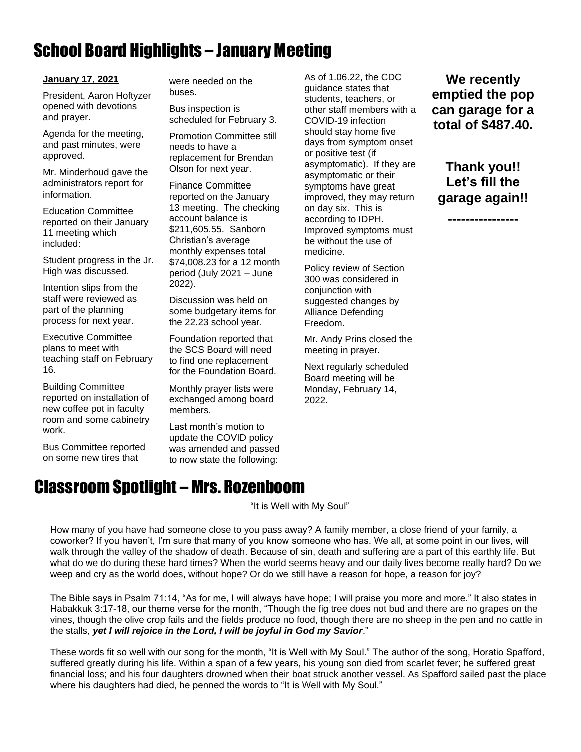# School Board Highlights – January Meeting

**January 17, 2021**

President, Aaron Hoftyzer opened with devotions and prayer.

Agenda for the meeting, and past minutes, were approved.

Mr. Minderhoud gave the administrators report for information.

Education Committee reported on their January 11 meeting which included:

Student progress in the Jr. High was discussed.

Intention slips from the staff were reviewed as part of the planning process for next year.

Executive Committee plans to meet with teaching staff on February 16.

Building Committee reported on installation of new coffee pot in faculty room and some cabinetry work.

Bus Committee reported on some new tires that were needed on the buses.

Bus inspection is scheduled for February 3.

Promotion Committee still needs to have a replacement for Brendan Olson for next year.

Finance Committee reported on the January 13 meeting. The checking account balance is $211,605.55. Sanborn Christian's average monthly expenses total $74,008.23 for a 12 month period (July 2021 – June 2022).

Discussion was held on some budgetary items for the 22.23 school year.

Foundation reported that the SCS Board will need to find one replacement for the Foundation Board.

Monthly prayer lists were exchanged among board members.

Last month's motion to update the COVID policy was amended and passed to now state the following:

As of 1.06.22, the CDC guidance states that students, teachers, or other staff members with a COVID-19 infection should stay home five days from symptom onset or positive test (if asymptomatic). If they are asymptomatic or their symptoms have great improved, they may return on day six. This is according to IDPH. Improved symptoms must be without the use of medicine.

Policy review of Section 300 was considered in conjunction with suggested changes by Alliance Defending Freedom.

Mr. Andy Prins closed the meeting in prayer.

Next regularly scheduled Board meeting will be Monday, February 14, 2022.

**We recently emptied the pop can garage for a total of $487.40.**

**Thank you!! Let's fill the garage again!!**

**---------------**

# Classroom Spotlight – Mrs. Rozenboom

"It is Well with My Soul"

How many of you have had someone close to you pass away? A family member, a close friend of your family, a coworker? If you haven't, I'm sure that many of you know someone who has. We all, at some point in our lives, will walk through the valley of the shadow of death. Because of sin, death and suffering are a part of this earthly life. But what do we do during these hard times? When the world seems heavy and our daily lives become really hard? Do we weep and cry as the world does, without hope? Or do we still have a reason for hope, a reason for joy?

The Bible says in Psalm 71:14, "As for me, I will always have hope; I will praise you more and more." It also states in Habakkuk 3:17-18, our theme verse for the month, "Though the fig tree does not bud and there are no grapes on the vines, though the olive crop fails and the fields produce no food, though there are no sheep in the pen and no cattle in the stalls, ***yet I will rejoice in the Lord, I will be joyful in God my Savior***."

These words fit so well with our song for the month, "It is Well with My Soul." The author of the song, Horatio Spafford, suffered greatly during his life. Within a span of a few years, his young son died from scarlet fever; he suffered great financial loss; and his four daughters drowned when their boat struck another vessel. As Spafford sailed past the place where his daughters had died, he penned the words to "It is Well with My Soul."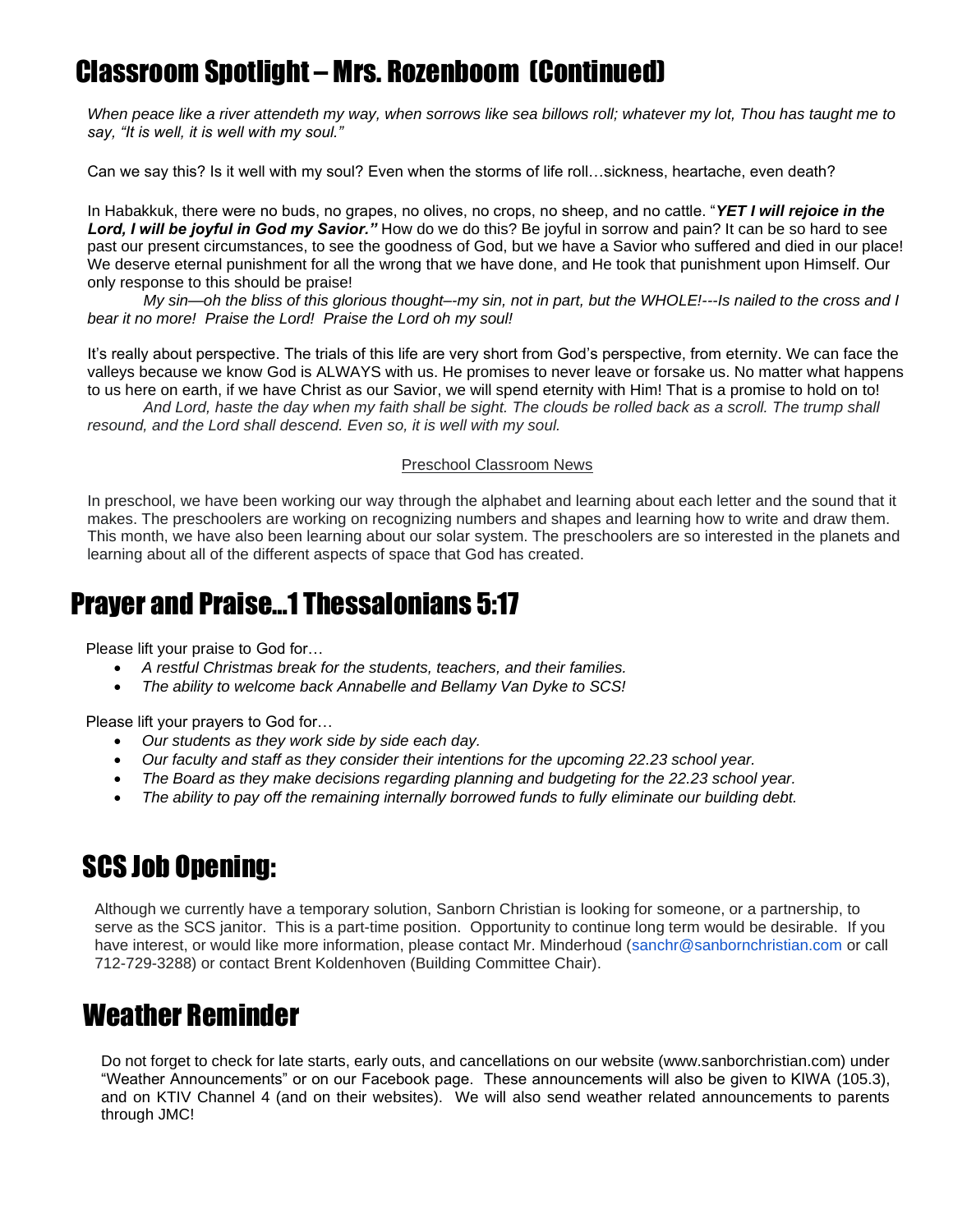# Classroom Spotlight – Mrs. Rozenboom (Continued)

*When peace like a river attendeth my way, when sorrows like sea billows roll; whatever my lot, Thou has taught me to say, "It is well, it is well with my soul."*

Can we say this? Is it well with my soul? Even when the storms of life roll…sickness, heartache, even death?

In Habakkuk, there were no buds, no grapes, no olives, no crops, no sheep, and no cattle. "***YET I will rejoice in the Lord, I will be joyful in God my Savior."*** How do we do this? Be joyful in sorrow and pain? It can be so hard to see past our present circumstances, to see the goodness of God, but we have a Savior who suffered and died in our place! We deserve eternal punishment for all the wrong that we have done, and He took that punishment upon Himself. Our only response to this should be praise!

*My sin—oh the bliss of this glorious thought–-my sin, not in part, but the WHOLE!---Is nailed to the cross and I bear it no more! Praise the Lord! Praise the Lord oh my soul!*

It's really about perspective. The trials of this life are very short from God's perspective, from eternity. We can face the valleys because we know God is ALWAYS with us. He promises to never leave or forsake us. No matter what happens to us here on earth, if we have Christ as our Savior, we will spend eternity with Him! That is a promise to hold on to!

*And Lord, haste the day when my faith shall be sight. The clouds be rolled back as a scroll. The trump shall resound, and the Lord shall descend. Even so, it is well with my soul.*

Preschool Classroom News

In preschool, we have been working our way through the alphabet and learning about each letter and the sound that it makes. The preschoolers are working on recognizing numbers and shapes and learning how to write and draw them. This month, we have also been learning about our solar system. The preschoolers are so interested in the planets and learning about all of the different aspects of space that God has created.

# Prayer and Praise…1 Thessalonians 5:17

Please lift your praise to God for…

- *A restful Christmas break for the students, teachers, and their families.*
- *The ability to welcome back Annabelle and Bellamy Van Dyke to SCS!*

Please lift your prayers to God for…

- *Our students as they work side by side each day.*
- *Our faculty and staff as they consider their intentions for the upcoming 22.23 school year.*
- *The Board as they make decisions regarding planning and budgeting for the 22.23 school year.*
- *The ability to pay off the remaining internally borrowed funds to fully eliminate our building debt.*

# SCS Job Opening:

Although we currently have a temporary solution, Sanborn Christian is looking for someone, or a partnership, to serve as the SCS janitor. This is a part-time position. Opportunity to continue long term would be desirable. If you have interest, or would like more information, please contact Mr. Minderhoud (sanchr@sanbornchristian.com or call 712-729-3288) or contact Brent Koldenhoven (Building Committee Chair).

# Weather Reminder

Do not forget to check for late starts, early outs, and cancellations on our website (www.sanborchristian.com) under "Weather Announcements" or on our Facebook page. These announcements will also be given to KIWA (105.3), and on KTIV Channel 4 (and on their websites). We will also send weather related announcements to parents through JMC!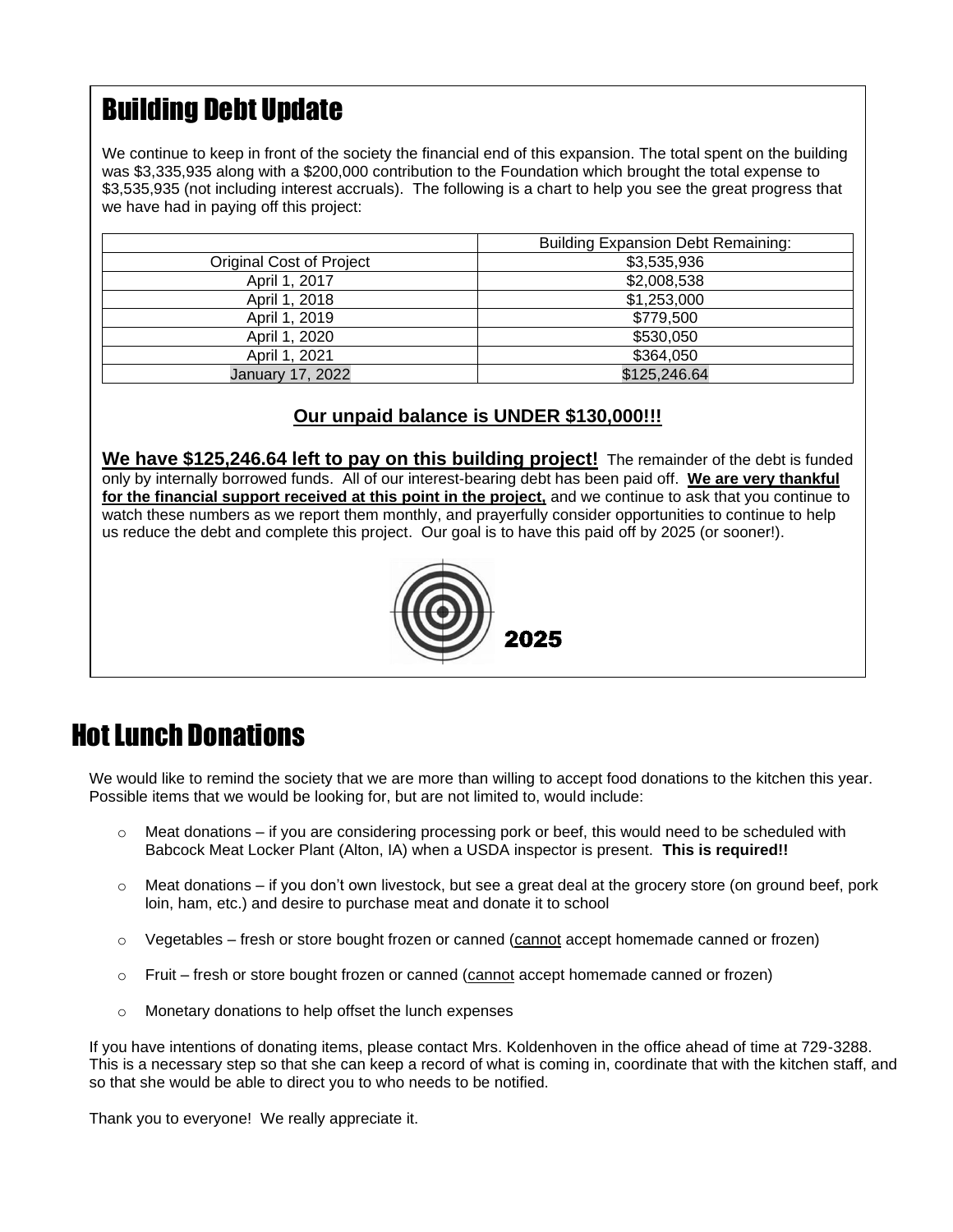## Building Debt Update

We continue to keep in front of the society the financial end of this expansion. The total spent on the building was $3,335,935 along with a $200,000 contribution to the Foundation which brought the total expense to $3,535,935 (not including interest accruals). The following is a chart to help you see the great progress that we have had in paying off this project:

| | Building Expansion Debt Remaining: |
|---|---|
| Original Cost of Project | $3,535,936 |
| April 1, 2017 | $2,008,538 |
| April 1, 2018 | $1,253,000 |
| April 1, 2019 | $779,500 |
| April 1, 2020 | $530,050 |
| April 1, 2021 | $364,050 |
| January 17, 2022 | $125,246.64 |

**Our unpaid balance is UNDER $130,000!!!**

**We have $125,246.64 left to pay on this building project!** The remainder of the debt is funded only by internally borrowed funds. All of our interest-bearing debt has been paid off. **We are very thankful for the financial support received at this point in the project,** and we continue to ask that you continue to watch these numbers as we report them monthly, and prayerfully consider opportunities to continue to help us reduce the debt and complete this project. Our goal is to have this paid off by 2025 (or sooner!).

**2025**

## Hot Lunch Donations

We would like to remind the society that we are more than willing to accept food donations to the kitchen this year. Possible items that we would be looking for, but are not limited to, would include:

- Meat donations – if you are considering processing pork or beef, this would need to be scheduled with Babcock Meat Locker Plant (Alton, IA) when a USDA inspector is present. **This is required!!**
- Meat donations – if you don't own livestock, but see a great deal at the grocery store (on ground beef, pork loin, ham, etc.) and desire to purchase meat and donate it to school
- Vegetables – fresh or store bought frozen or canned (cannot accept homemade canned or frozen)
- Fruit – fresh or store bought frozen or canned (cannot accept homemade canned or frozen)
- Monetary donations to help offset the lunch expenses

If you have intentions of donating items, please contact Mrs. Koldenhoven in the office ahead of time at 729-3288. This is a necessary step so that she can keep a record of what is coming in, coordinate that with the kitchen staff, and so that she would be able to direct you to who needs to be notified.

Thank you to everyone! We really appreciate it.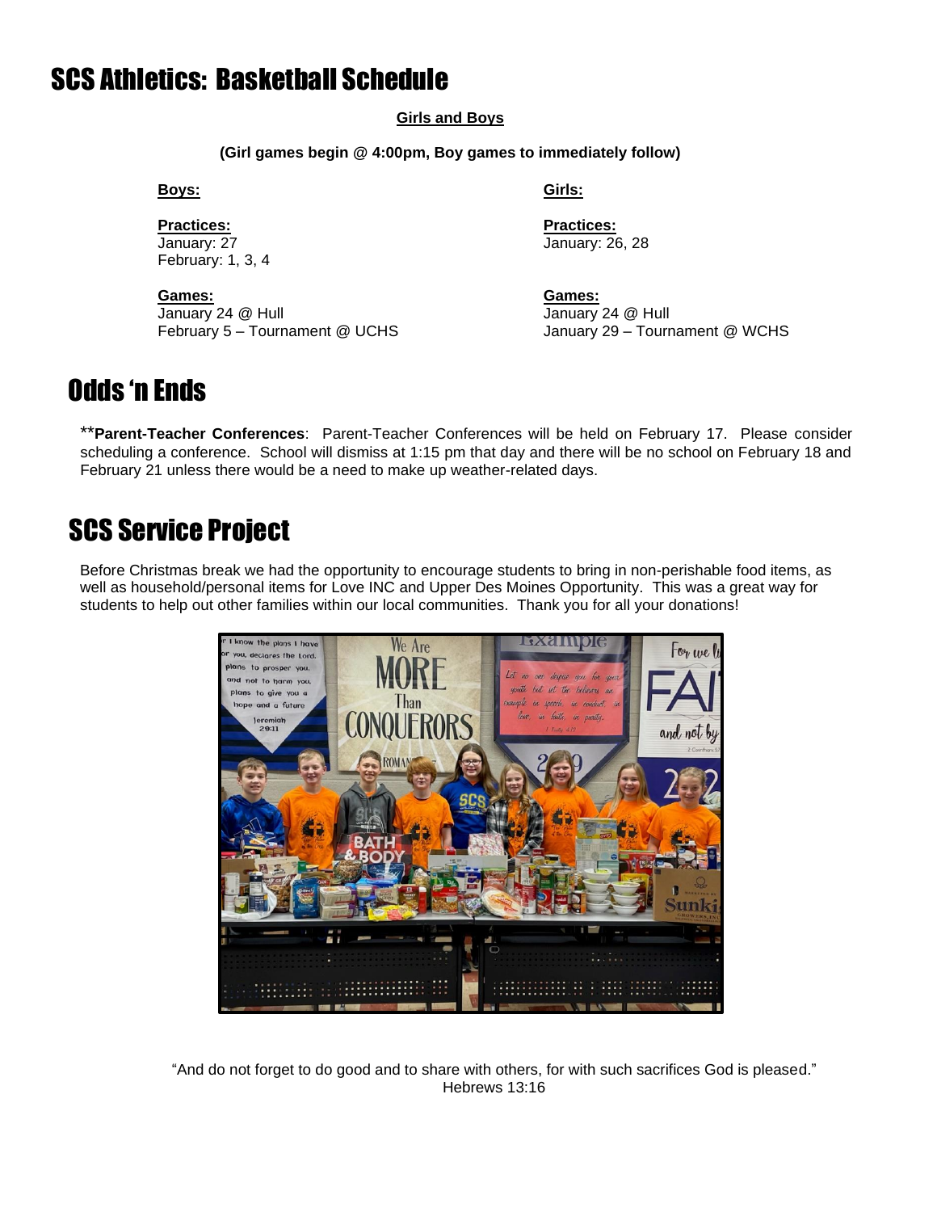# SCS Athletics: Basketball Schedule

**Girls and Boys**

**(Girl games begin @ 4:00pm, Boy games to immediately follow)**

**Boys:**

**Practices:**
January: 27
February: 1, 3, 4

**Games:**
January 24 @ Hull
February 5 – Tournament @ UCHS

**Girls:**

**Practices:**
January: 26, 28

**Games:**
January 24 @ Hull
January 29 – Tournament @ WCHS

# Odds ‘n Ends

****Parent-Teacher Conferences**: Parent-Teacher Conferences will be held on February 17. Please consider scheduling a conference. School will dismiss at 1:15 pm that day and there will be no school on February 18 and February 21 unless there would be a need to make up weather-related days.

# SCS Service Project

Before Christmas break we had the opportunity to encourage students to bring in non-perishable food items, as well as household/personal items for Love INC and Upper Des Moines Opportunity. This was a great way for students to help out other families within our local communities. Thank you for all your donations!

“And do not forget to do good and to share with others, for with such sacrifices God is pleased.”
Hebrews 13:16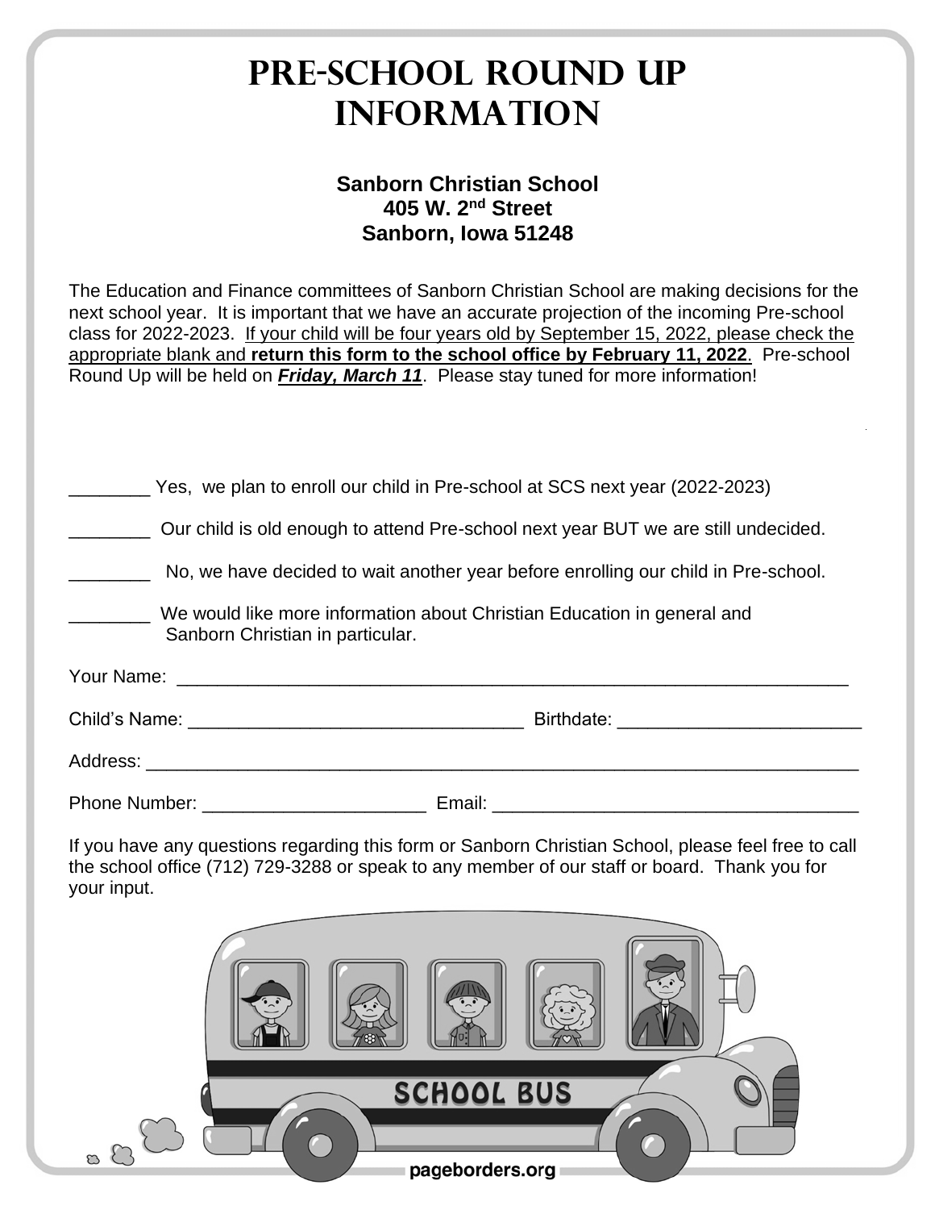# PRE-SCHOOL ROUND UP INFORMATION

**Sanborn Christian School**
**405 W. 2nd Street**
**Sanborn, Iowa 51248**

The Education and Finance committees of Sanborn Christian School are making decisions for the next school year. It is important that we have an accurate projection of the incoming Pre-school class for 2022-2023. If your child will be four years old by September 15, 2022, please check the appropriate blank and **return this form to the school office by February 11, 2022**. Pre-school Round Up will be held on ***Friday, March 11***. Please stay tuned for more information!

________ Yes, we plan to enroll our child in Pre-school at SCS next year (2022-2023)

________ Our child is old enough to attend Pre-school next year BUT we are still undecided.

________ No, we have decided to wait another year before enrolling our child in Pre-school.

________ We would like more information about Christian Education in general and Sanborn Christian in particular.

Your Name: ____________________________________________________________________

Child's Name: _________________________________ Birthdate: ________________________

Address: _______________________________________________________________________

Phone Number: _____________________ Email: ____________________________________

If you have any questions regarding this form or Sanborn Christian School, please feel free to call the school office (712) 729-3288 or speak to any member of our staff or board. Thank you for your input.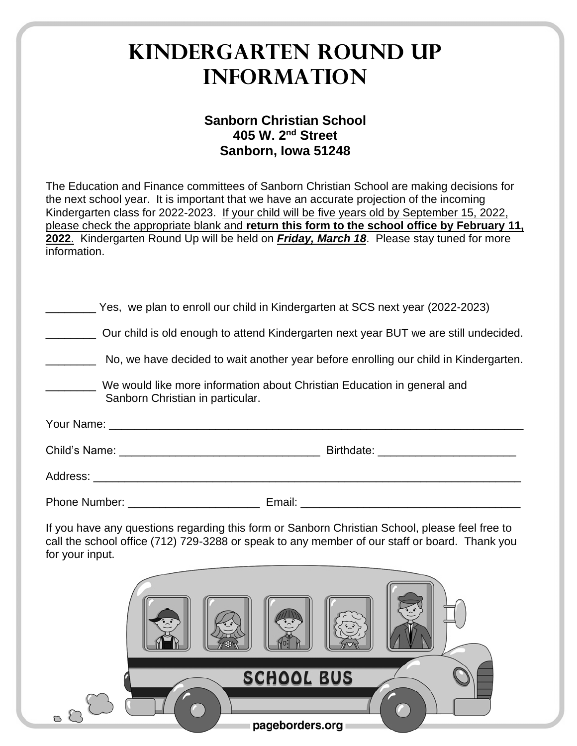# Kindergarten Round Up Information

**Sanborn Christian School**
**405 W. 2nd Street**
**Sanborn, Iowa 51248**

The Education and Finance committees of Sanborn Christian School are making decisions for the next school year. It is important that we have an accurate projection of the incoming Kindergarten class for 2022-2023. <u>If your child will be five years old by September 15, 2022, please check the appropriate blank and **return this form to the school office by February 11, 2022**</u>. Kindergarten Round Up will be held on ***<u>Friday, March 18</u>***. Please stay tuned for more information.

________ Yes, we plan to enroll our child in Kindergarten at SCS next year (2022-2023)

________ Our child is old enough to attend Kindergarten next year BUT we are still undecided.

________ No, we have decided to wait another year before enrolling our child in Kindergarten.

________ We would like more information about Christian Education in general and Sanborn Christian in particular.

Your Name: ___________________________________________________________________

Child's Name: ________________________________ Birthdate: ______________________

Address: ______________________________________________________________________

Phone Number: _____________________ Email: ___________________________________

If you have any questions regarding this form or Sanborn Christian School, please feel free to call the school office (712) 729-3288 or speak to any member of our staff or board. Thank you for your input.

pageborders.org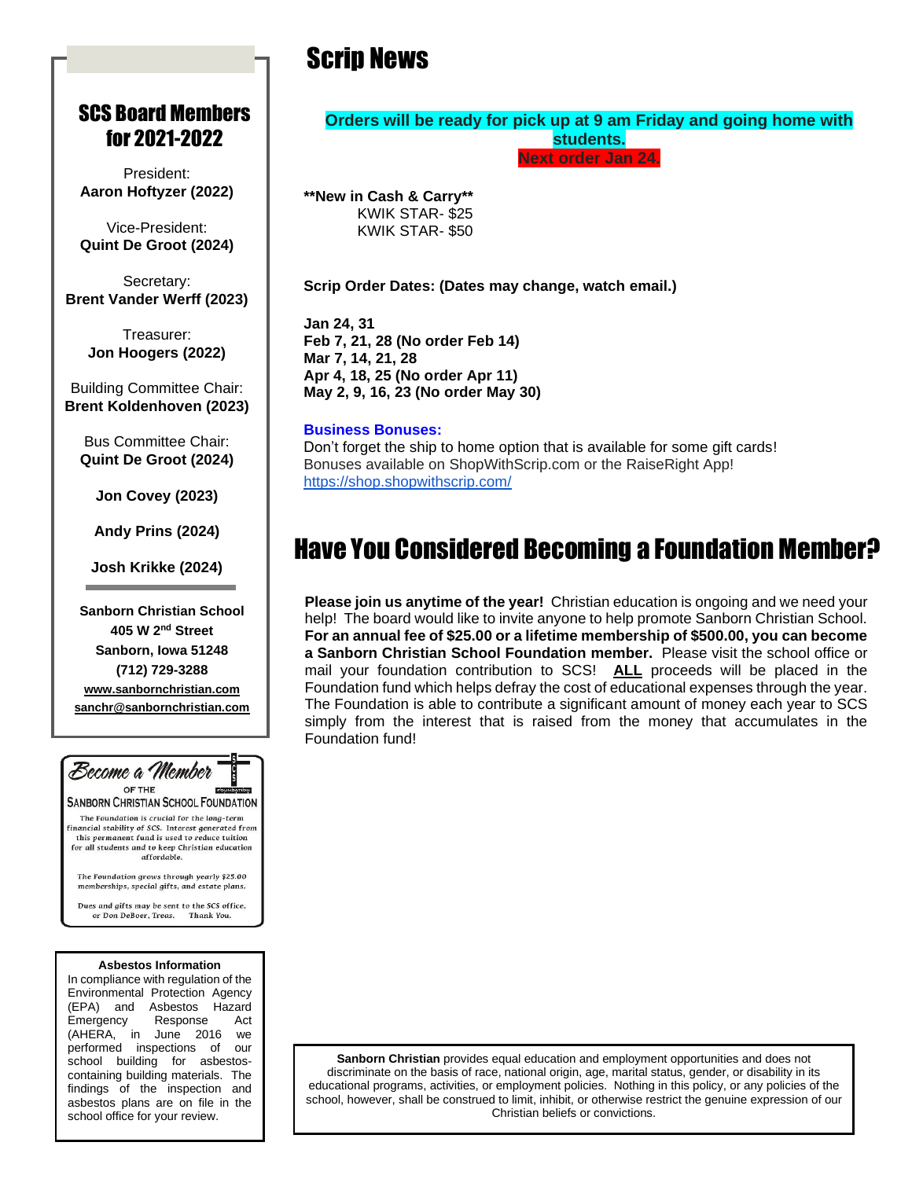## SCS Board Members for 2021-2022

President:
**Aaron Hoftyzer (2022)**

Vice-President:
**Quint De Groot (2024)**

Secretary:
**Brent Vander Werff (2023)**

Treasurer:
**Jon Hoogers (2022)**

Building Committee Chair:
**Brent Koldenhoven (2023)**

Bus Committee Chair:
**Quint De Groot (2024)**

**Jon Covey (2023)**

**Andy Prins (2024)**

**Josh Krikke (2024)**

**Sanborn Christian School**
**405 W 2nd Street**
**Sanborn, Iowa 51248**
**(712) 729-3288**
**www.sanbornchristian.com**
**sanchr@sanbornchristian.com**

### Become a Member
OF THE
SANBORN CHRISTIAN SCHOOL FOUNDATION

*The Foundation is crucial for the long-term financial stability of SCS. Interest generated from this permanent fund is used to reduce tuition for all students and to keep Christian education affordable.*

*The Foundation grows through yearly $25.00 memberships, special gifts, and estate plans.*

*Dues and gifts may be sent to the SCS office, or Don DeBoer, Treas. Thank You.*

**Asbestos Information**
In compliance with regulation of the Environmental Protection Agency (EPA) and Asbestos Hazard Emergency Response Act (AHERA, in June 2016 we performed inspections of our school building for asbestos-containing building materials. The findings of the inspection and asbestos plans are on file in the school office for your review.

# Scrip News

**Orders will be ready for pick up at 9 am Friday and going home with students.**
**Next order Jan 24.**

****New in Cash & Carry****
KWIK STAR- $25
KWIK STAR- $50

**Scrip Order Dates: (Dates may change, watch email.)**

**Jan 24, 31**
**Feb 7, 21, 28 (No order Feb 14)**
**Mar 7, 14, 21, 28**
**Apr 4, 18, 25 (No order Apr 11)**
**May 2, 9, 16, 23 (No order May 30)**

**Business Bonuses:**
Don't forget the ship to home option that is available for some gift cards!
Bonuses available on ShopWithScrip.com or the RaiseRight App!
https://shop.shopwithscrip.com/

# Have You Considered Becoming a Foundation Member?

**Please join us anytime of the year!** Christian education is ongoing and we need your help! The board would like to invite anyone to help promote Sanborn Christian School. **For an annual fee of $25.00 or a lifetime membership of $500.00, you can become a Sanborn Christian School Foundation member.** Please visit the school office or mail your foundation contribution to SCS! **ALL** proceeds will be placed in the Foundation fund which helps defray the cost of educational expenses through the year. The Foundation is able to contribute a significant amount of money each year to SCS simply from the interest that is raised from the money that accumulates in the Foundation fund!

**Sanborn Christian** provides equal education and employment opportunities and does not discriminate on the basis of race, national origin, age, marital status, gender, or disability in its educational programs, activities, or employment policies. Nothing in this policy, or any policies of the school, however, shall be construed to limit, inhibit, or otherwise restrict the genuine expression of our Christian beliefs or convictions.